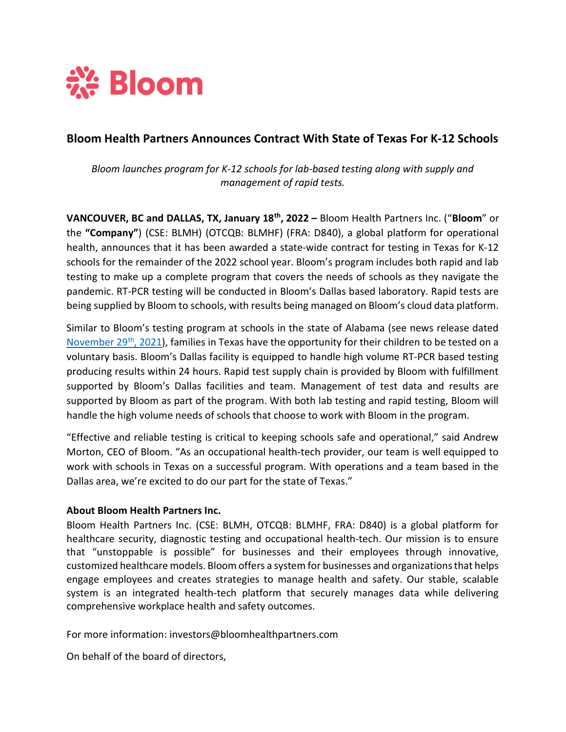Bloom

# Bloom Health Partners Announces Contract With State of Texas For K-12 Schools

*Bloom launches program for K-12 schools for lab-based testing along with supply and management of rapid tests.*

**VANCOUVER, BC and DALLAS, TX, January 18th, 2022 –** Bloom Health Partners Inc. ("**Bloom**" or the **"Company"**) (CSE: BLMH) (OTCQB: BLMHF) (FRA: D840), a global platform for operational health, announces that it has been awarded a state-wide contract for testing in Texas for K-12 schools for the remainder of the 2022 school year. Bloom's program includes both rapid and lab testing to make up a complete program that covers the needs of schools as they navigate the pandemic. RT-PCR testing will be conducted in Bloom's Dallas based laboratory. Rapid tests are being supplied by Bloom to schools, with results being managed on Bloom's cloud data platform.

Similar to Bloom's testing program at schools in the state of Alabama (see news release dated November 29th, 2021), families in Texas have the opportunity for their children to be tested on a voluntary basis. Bloom's Dallas facility is equipped to handle high volume RT-PCR based testing producing results within 24 hours. Rapid test supply chain is provided by Bloom with fulfillment supported by Bloom's Dallas facilities and team. Management of test data and results are supported by Bloom as part of the program. With both lab testing and rapid testing, Bloom will handle the high volume needs of schools that choose to work with Bloom in the program.

"Effective and reliable testing is critical to keeping schools safe and operational," said Andrew Morton, CEO of Bloom. "As an occupational health-tech provider, our team is well equipped to work with schools in Texas on a successful program. With operations and a team based in the Dallas area, we're excited to do our part for the state of Texas."

**About Bloom Health Partners Inc.**

Bloom Health Partners Inc. (CSE: BLMH, OTCQB: BLMHF, FRA: D840) is a global platform for healthcare security, diagnostic testing and occupational health-tech. Our mission is to ensure that "unstoppable is possible" for businesses and their employees through innovative, customized healthcare models. Bloom offers a system for businesses and organizations that helps engage employees and creates strategies to manage health and safety. Our stable, scalable system is an integrated health-tech platform that securely manages data while delivering comprehensive workplace health and safety outcomes.

For more information: investors@bloomhealthpartners.com

On behalf of the board of directors,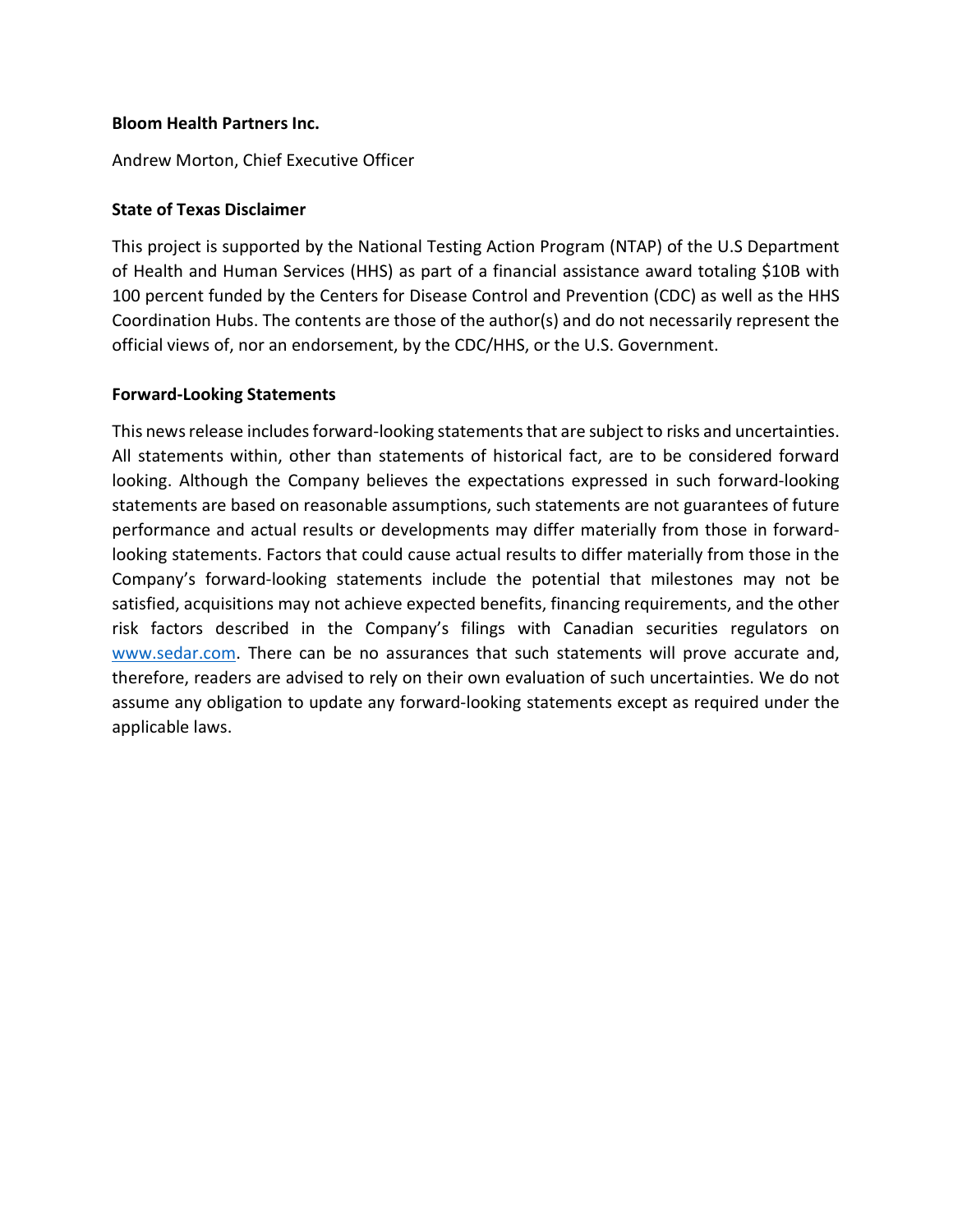**Bloom Health Partners Inc.**

Andrew Morton, Chief Executive Officer

**State of Texas Disclaimer**

This project is supported by the National Testing Action Program (NTAP) of the U.S Department of Health and Human Services (HHS) as part of a financial assistance award totaling $10B with 100 percent funded by the Centers for Disease Control and Prevention (CDC) as well as the HHS Coordination Hubs. The contents are those of the author(s) and do not necessarily represent the official views of, nor an endorsement, by the CDC/HHS, or the U.S. Government.

**Forward-Looking Statements**

This news release includes forward-looking statements that are subject to risks and uncertainties. All statements within, other than statements of historical fact, are to be considered forward looking. Although the Company believes the expectations expressed in such forward-looking statements are based on reasonable assumptions, such statements are not guarantees of future performance and actual results or developments may differ materially from those in forward-looking statements. Factors that could cause actual results to differ materially from those in the Company's forward-looking statements include the potential that milestones may not be satisfied, acquisitions may not achieve expected benefits, financing requirements, and the other risk factors described in the Company's filings with Canadian securities regulators on [www.sedar.com](http://www.sedar.com). There can be no assurances that such statements will prove accurate and, therefore, readers are advised to rely on their own evaluation of such uncertainties. We do not assume any obligation to update any forward-looking statements except as required under the applicable laws.